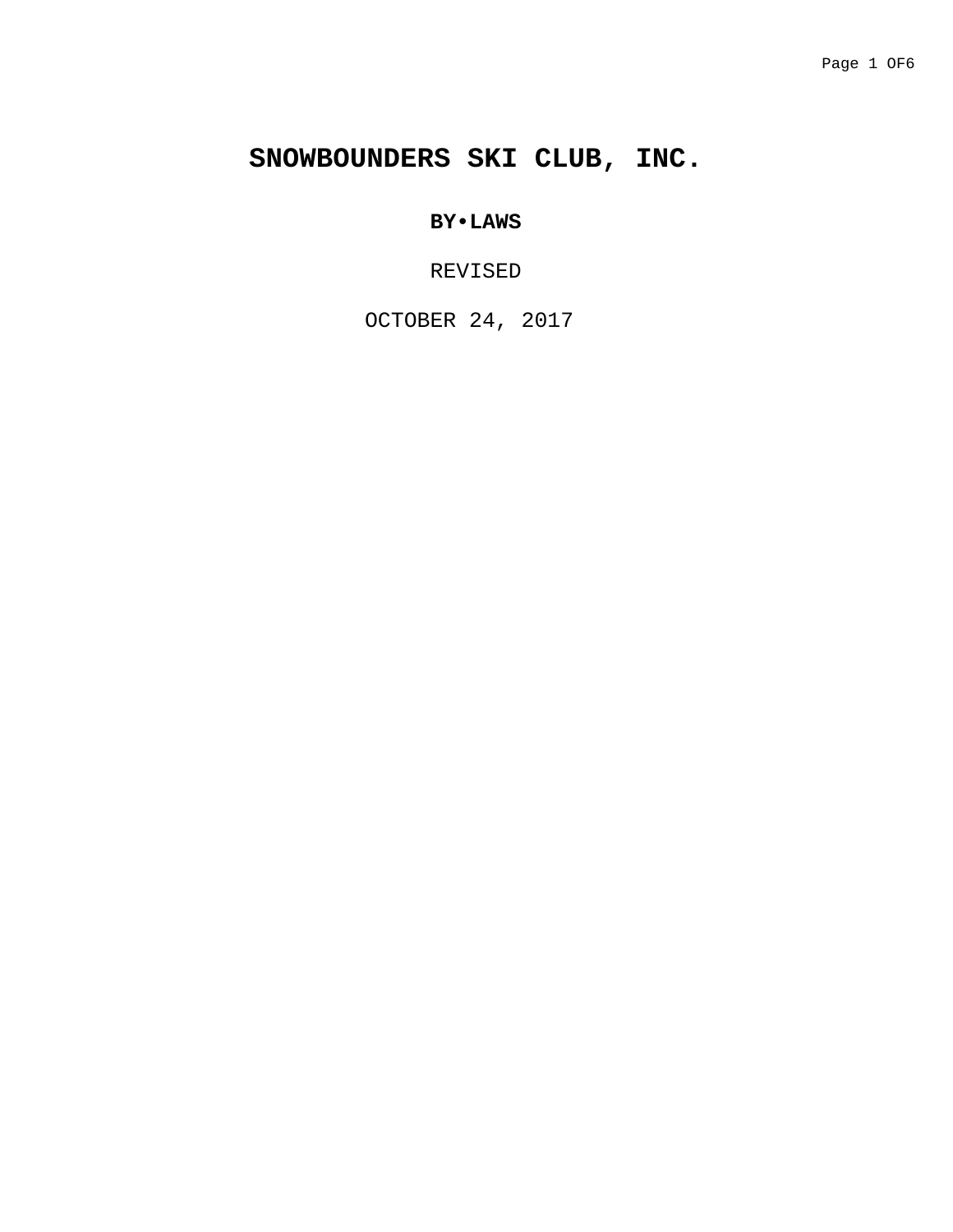# SNOWBOUNDERS SKI CLUB, INC.

**BY•LAWS**

REVISED

OCTOBER 24, 2017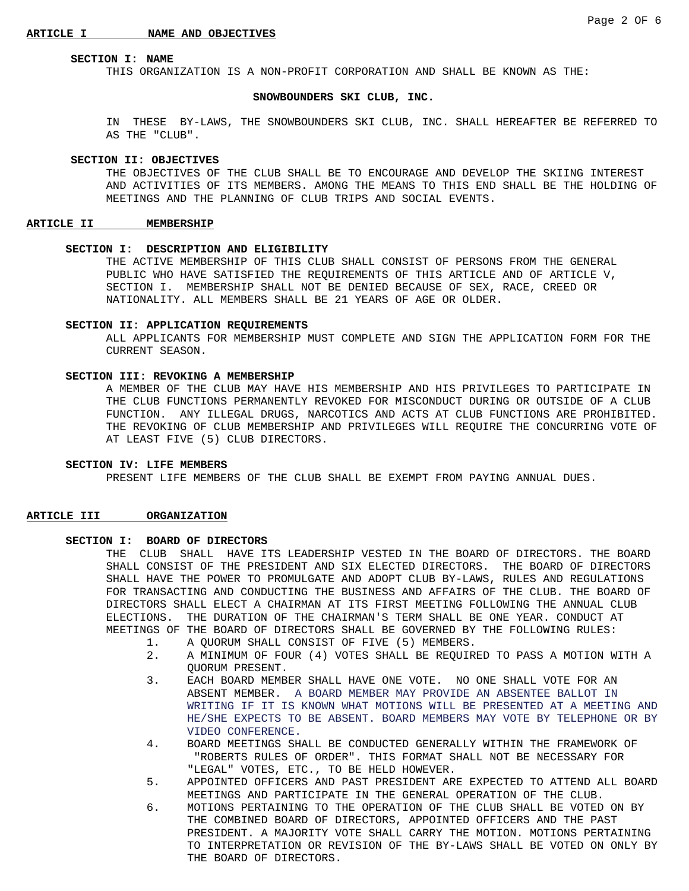## ARTICLE I NAME AND OBJECTIVES

**SECTION I: NAME**

THIS ORGANIZATION IS A NON-PROFIT CORPORATION AND SHALL BE KNOWN AS THE:

**SNOWBOUNDERS SKI CLUB, INC.**

IN THESE BY-LAWS, THE SNOWBOUNDERS SKI CLUB, INC. SHALL HEREAFTER BE REFERRED TO AS THE "CLUB".

**SECTION II: OBJECTIVES**

THE OBJECTIVES OF THE CLUB SHALL BE TO ENCOURAGE AND DEVELOP THE SKIING INTEREST AND ACTIVITIES OF ITS MEMBERS. AMONG THE MEANS TO THIS END SHALL BE THE HOLDING OF MEETINGS AND THE PLANNING OF CLUB TRIPS AND SOCIAL EVENTS.

## ARTICLE II MEMBERSHIP

**SECTION I: DESCRIPTION AND ELIGIBILITY**

THE ACTIVE MEMBERSHIP OF THIS CLUB SHALL CONSIST OF PERSONS FROM THE GENERAL PUBLIC WHO HAVE SATISFIED THE REQUIREMENTS OF THIS ARTICLE AND OF ARTICLE V, SECTION I. MEMBERSHIP SHALL NOT BE DENIED BECAUSE OF SEX, RACE, CREED OR NATIONALITY. ALL MEMBERS SHALL BE 21 YEARS OF AGE OR OLDER.

**SECTION II: APPLICATION REQUIREMENTS**

ALL APPLICANTS FOR MEMBERSHIP MUST COMPLETE AND SIGN THE APPLICATION FORM FOR THE CURRENT SEASON.

**SECTION III: REVOKING A MEMBERSHIP**

A MEMBER OF THE CLUB MAY HAVE HIS MEMBERSHIP AND HIS PRIVILEGES TO PARTICIPATE IN THE CLUB FUNCTIONS PERMANENTLY REVOKED FOR MISCONDUCT DURING OR OUTSIDE OF A CLUB FUNCTION. ANY ILLEGAL DRUGS, NARCOTICS AND ACTS AT CLUB FUNCTIONS ARE PROHIBITED. THE REVOKING OF CLUB MEMBERSHIP AND PRIVILEGES WILL REQUIRE THE CONCURRING VOTE OF AT LEAST FIVE (5) CLUB DIRECTORS.

**SECTION IV: LIFE MEMBERS**

PRESENT LIFE MEMBERS OF THE CLUB SHALL BE EXEMPT FROM PAYING ANNUAL DUES.

## ARTICLE III ORGANIZATION

**SECTION I: BOARD OF DIRECTORS**

THE CLUB SHALL HAVE ITS LEADERSHIP VESTED IN THE BOARD OF DIRECTORS. THE BOARD SHALL CONSIST OF THE PRESIDENT AND SIX ELECTED DIRECTORS. THE BOARD OF DIRECTORS SHALL HAVE THE POWER TO PROMULGATE AND ADOPT CLUB BY-LAWS, RULES AND REGULATIONS FOR TRANSACTING AND CONDUCTING THE BUSINESS AND AFFAIRS OF THE CLUB. THE BOARD OF DIRECTORS SHALL ELECT A CHAIRMAN AT ITS FIRST MEETING FOLLOWING THE ANNUAL CLUB ELECTIONS. THE DURATION OF THE CHAIRMAN'S TERM SHALL BE ONE YEAR. CONDUCT AT MEETINGS OF THE BOARD OF DIRECTORS SHALL BE GOVERNED BY THE FOLLOWING RULES:

1. A QUORUM SHALL CONSIST OF FIVE (5) MEMBERS.
2. A MINIMUM OF FOUR (4) VOTES SHALL BE REQUIRED TO PASS A MOTION WITH A QUORUM PRESENT.
3. EACH BOARD MEMBER SHALL HAVE ONE VOTE. NO ONE SHALL VOTE FOR AN ABSENT MEMBER. A BOARD MEMBER MAY PROVIDE AN ABSENTEE BALLOT IN WRITING IF IT IS KNOWN WHAT MOTIONS WILL BE PRESENTED AT A MEETING AND HE/SHE EXPECTS TO BE ABSENT. BOARD MEMBERS MAY VOTE BY TELEPHONE OR BY VIDEO CONFERENCE.
4. BOARD MEETINGS SHALL BE CONDUCTED GENERALLY WITHIN THE FRAMEWORK OF "ROBERTS RULES OF ORDER". THIS FORMAT SHALL NOT BE NECESSARY FOR "LEGAL" VOTES, ETC., TO BE HELD HOWEVER.
5. APPOINTED OFFICERS AND PAST PRESIDENT ARE EXPECTED TO ATTEND ALL BOARD MEETINGS AND PARTICIPATE IN THE GENERAL OPERATION OF THE CLUB.
6. MOTIONS PERTAINING TO THE OPERATION OF THE CLUB SHALL BE VOTED ON BY THE COMBINED BOARD OF DIRECTORS, APPOINTED OFFICERS AND THE PAST PRESIDENT. A MAJORITY VOTE SHALL CARRY THE MOTION. MOTIONS PERTAINING TO INTERPRETATION OR REVISION OF THE BY-LAWS SHALL BE VOTED ON ONLY BY THE BOARD OF DIRECTORS.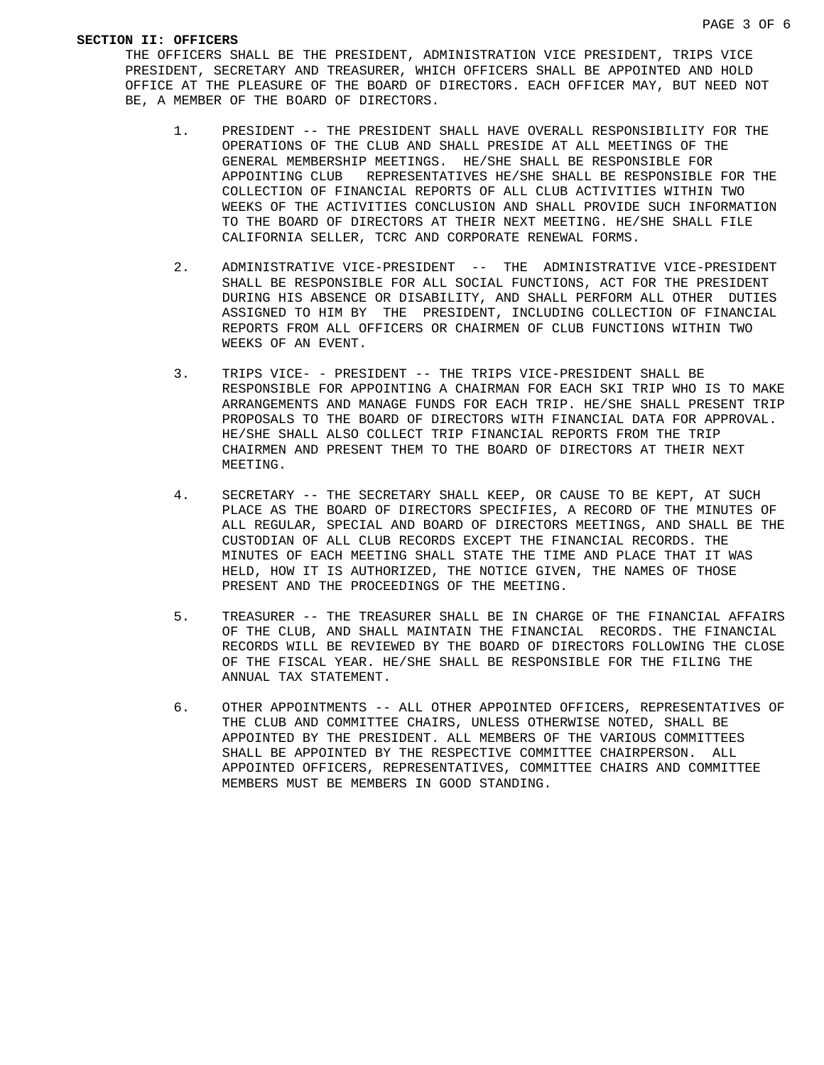**SECTION II: OFFICERS**

THE OFFICERS SHALL BE THE PRESIDENT, ADMINISTRATION VICE PRESIDENT, TRIPS VICE PRESIDENT, SECRETARY AND TREASURER, WHICH OFFICERS SHALL BE APPOINTED AND HOLD OFFICE AT THE PLEASURE OF THE BOARD OF DIRECTORS. EACH OFFICER MAY, BUT NEED NOT BE, A MEMBER OF THE BOARD OF DIRECTORS.

1. PRESIDENT -- THE PRESIDENT SHALL HAVE OVERALL RESPONSIBILITY FOR THE OPERATIONS OF THE CLUB AND SHALL PRESIDE AT ALL MEETINGS OF THE GENERAL MEMBERSHIP MEETINGS. HE/SHE SHALL BE RESPONSIBLE FOR APPOINTING CLUB REPRESENTATIVES HE/SHE SHALL BE RESPONSIBLE FOR THE COLLECTION OF FINANCIAL REPORTS OF ALL CLUB ACTIVITIES WITHIN TWO WEEKS OF THE ACTIVITIES CONCLUSION AND SHALL PROVIDE SUCH INFORMATION TO THE BOARD OF DIRECTORS AT THEIR NEXT MEETING. HE/SHE SHALL FILE CALIFORNIA SELLER, TCRC AND CORPORATE RENEWAL FORMS.

2. ADMINISTRATIVE VICE-PRESIDENT -- THE ADMINISTRATIVE VICE-PRESIDENT SHALL BE RESPONSIBLE FOR ALL SOCIAL FUNCTIONS, ACT FOR THE PRESIDENT DURING HIS ABSENCE OR DISABILITY, AND SHALL PERFORM ALL OTHER DUTIES ASSIGNED TO HIM BY THE PRESIDENT, INCLUDING COLLECTION OF FINANCIAL REPORTS FROM ALL OFFICERS OR CHAIRMEN OF CLUB FUNCTIONS WITHIN TWO WEEKS OF AN EVENT.

3. TRIPS VICE- - PRESIDENT -- THE TRIPS VICE-PRESIDENT SHALL BE RESPONSIBLE FOR APPOINTING A CHAIRMAN FOR EACH SKI TRIP WHO IS TO MAKE ARRANGEMENTS AND MANAGE FUNDS FOR EACH TRIP. HE/SHE SHALL PRESENT TRIP PROPOSALS TO THE BOARD OF DIRECTORS WITH FINANCIAL DATA FOR APPROVAL. HE/SHE SHALL ALSO COLLECT TRIP FINANCIAL REPORTS FROM THE TRIP CHAIRMEN AND PRESENT THEM TO THE BOARD OF DIRECTORS AT THEIR NEXT MEETING.

4. SECRETARY -- THE SECRETARY SHALL KEEP, OR CAUSE TO BE KEPT, AT SUCH PLACE AS THE BOARD OF DIRECTORS SPECIFIES, A RECORD OF THE MINUTES OF ALL REGULAR, SPECIAL AND BOARD OF DIRECTORS MEETINGS, AND SHALL BE THE CUSTODIAN OF ALL CLUB RECORDS EXCEPT THE FINANCIAL RECORDS. THE MINUTES OF EACH MEETING SHALL STATE THE TIME AND PLACE THAT IT WAS HELD, HOW IT IS AUTHORIZED, THE NOTICE GIVEN, THE NAMES OF THOSE PRESENT AND THE PROCEEDINGS OF THE MEETING.

5. TREASURER -- THE TREASURER SHALL BE IN CHARGE OF THE FINANCIAL AFFAIRS OF THE CLUB, AND SHALL MAINTAIN THE FINANCIAL RECORDS. THE FINANCIAL RECORDS WILL BE REVIEWED BY THE BOARD OF DIRECTORS FOLLOWING THE CLOSE OF THE FISCAL YEAR. HE/SHE SHALL BE RESPONSIBLE FOR THE FILING THE ANNUAL TAX STATEMENT.

6. OTHER APPOINTMENTS -- ALL OTHER APPOINTED OFFICERS, REPRESENTATIVES OF THE CLUB AND COMMITTEE CHAIRS, UNLESS OTHERWISE NOTED, SHALL BE APPOINTED BY THE PRESIDENT. ALL MEMBERS OF THE VARIOUS COMMITTEES SHALL BE APPOINTED BY THE RESPECTIVE COMMITTEE CHAIRPERSON. ALL APPOINTED OFFICERS, REPRESENTATIVES, COMMITTEE CHAIRS AND COMMITTEE MEMBERS MUST BE MEMBERS IN GOOD STANDING.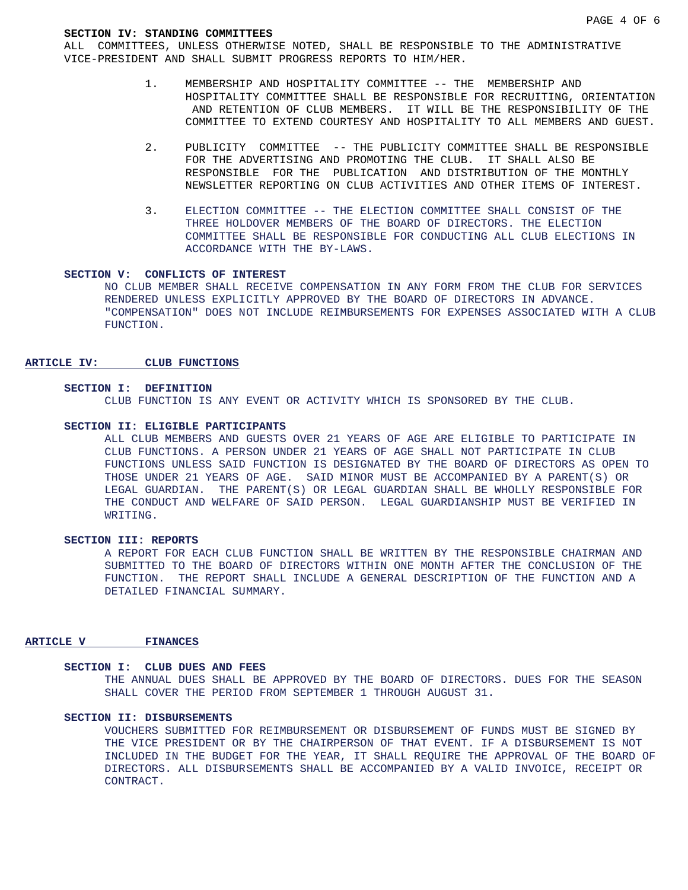**SECTION IV: STANDING COMMITTEES**

ALL COMMITTEES, UNLESS OTHERWISE NOTED, SHALL BE RESPONSIBLE TO THE ADMINISTRATIVE VICE-PRESIDENT AND SHALL SUBMIT PROGRESS REPORTS TO HIM/HER.

1. MEMBERSHIP AND HOSPITALITY COMMITTEE -- THE MEMBERSHIP AND HOSPITALITY COMMITTEE SHALL BE RESPONSIBLE FOR RECRUITING, ORIENTATION AND RETENTION OF CLUB MEMBERS. IT WILL BE THE RESPONSIBILITY OF THE COMMITTEE TO EXTEND COURTESY AND HOSPITALITY TO ALL MEMBERS AND GUEST.

2. PUBLICITY COMMITTEE -- THE PUBLICITY COMMITTEE SHALL BE RESPONSIBLE FOR THE ADVERTISING AND PROMOTING THE CLUB. IT SHALL ALSO BE RESPONSIBLE FOR THE PUBLICATION AND DISTRIBUTION OF THE MONTHLY NEWSLETTER REPORTING ON CLUB ACTIVITIES AND OTHER ITEMS OF INTEREST.

3. ELECTION COMMITTEE -- THE ELECTION COMMITTEE SHALL CONSIST OF THE THREE HOLDOVER MEMBERS OF THE BOARD OF DIRECTORS. THE ELECTION COMMITTEE SHALL BE RESPONSIBLE FOR CONDUCTING ALL CLUB ELECTIONS IN ACCORDANCE WITH THE BY-LAWS.

**SECTION V: CONFLICTS OF INTEREST**

NO CLUB MEMBER SHALL RECEIVE COMPENSATION IN ANY FORM FROM THE CLUB FOR SERVICES RENDERED UNLESS EXPLICITLY APPROVED BY THE BOARD OF DIRECTORS IN ADVANCE. "COMPENSATION" DOES NOT INCLUDE REIMBURSEMENTS FOR EXPENSES ASSOCIATED WITH A CLUB FUNCTION.

## ARTICLE IV: CLUB FUNCTIONS

**SECTION I: DEFINITION**

CLUB FUNCTION IS ANY EVENT OR ACTIVITY WHICH IS SPONSORED BY THE CLUB.

**SECTION II: ELIGIBLE PARTICIPANTS**

ALL CLUB MEMBERS AND GUESTS OVER 21 YEARS OF AGE ARE ELIGIBLE TO PARTICIPATE IN CLUB FUNCTIONS. A PERSON UNDER 21 YEARS OF AGE SHALL NOT PARTICIPATE IN CLUB FUNCTIONS UNLESS SAID FUNCTION IS DESIGNATED BY THE BOARD OF DIRECTORS AS OPEN TO THOSE UNDER 21 YEARS OF AGE. SAID MINOR MUST BE ACCOMPANIED BY A PARENT(S) OR LEGAL GUARDIAN. THE PARENT(S) OR LEGAL GUARDIAN SHALL BE WHOLLY RESPONSIBLE FOR THE CONDUCT AND WELFARE OF SAID PERSON. LEGAL GUARDIANSHIP MUST BE VERIFIED IN WRITING.

**SECTION III: REPORTS**

A REPORT FOR EACH CLUB FUNCTION SHALL BE WRITTEN BY THE RESPONSIBLE CHAIRMAN AND SUBMITTED TO THE BOARD OF DIRECTORS WITHIN ONE MONTH AFTER THE CONCLUSION OF THE FUNCTION. THE REPORT SHALL INCLUDE A GENERAL DESCRIPTION OF THE FUNCTION AND A DETAILED FINANCIAL SUMMARY.

## ARTICLE V FINANCES

**SECTION I: CLUB DUES AND FEES**

THE ANNUAL DUES SHALL BE APPROVED BY THE BOARD OF DIRECTORS. DUES FOR THE SEASON SHALL COVER THE PERIOD FROM SEPTEMBER 1 THROUGH AUGUST 31.

**SECTION II: DISBURSEMENTS**

VOUCHERS SUBMITTED FOR REIMBURSEMENT OR DISBURSEMENT OF FUNDS MUST BE SIGNED BY THE VICE PRESIDENT OR BY THE CHAIRPERSON OF THAT EVENT. IF A DISBURSEMENT IS NOT INCLUDED IN THE BUDGET FOR THE YEAR, IT SHALL REQUIRE THE APPROVAL OF THE BOARD OF DIRECTORS. ALL DISBURSEMENTS SHALL BE ACCOMPANIED BY A VALID INVOICE, RECEIPT OR CONTRACT.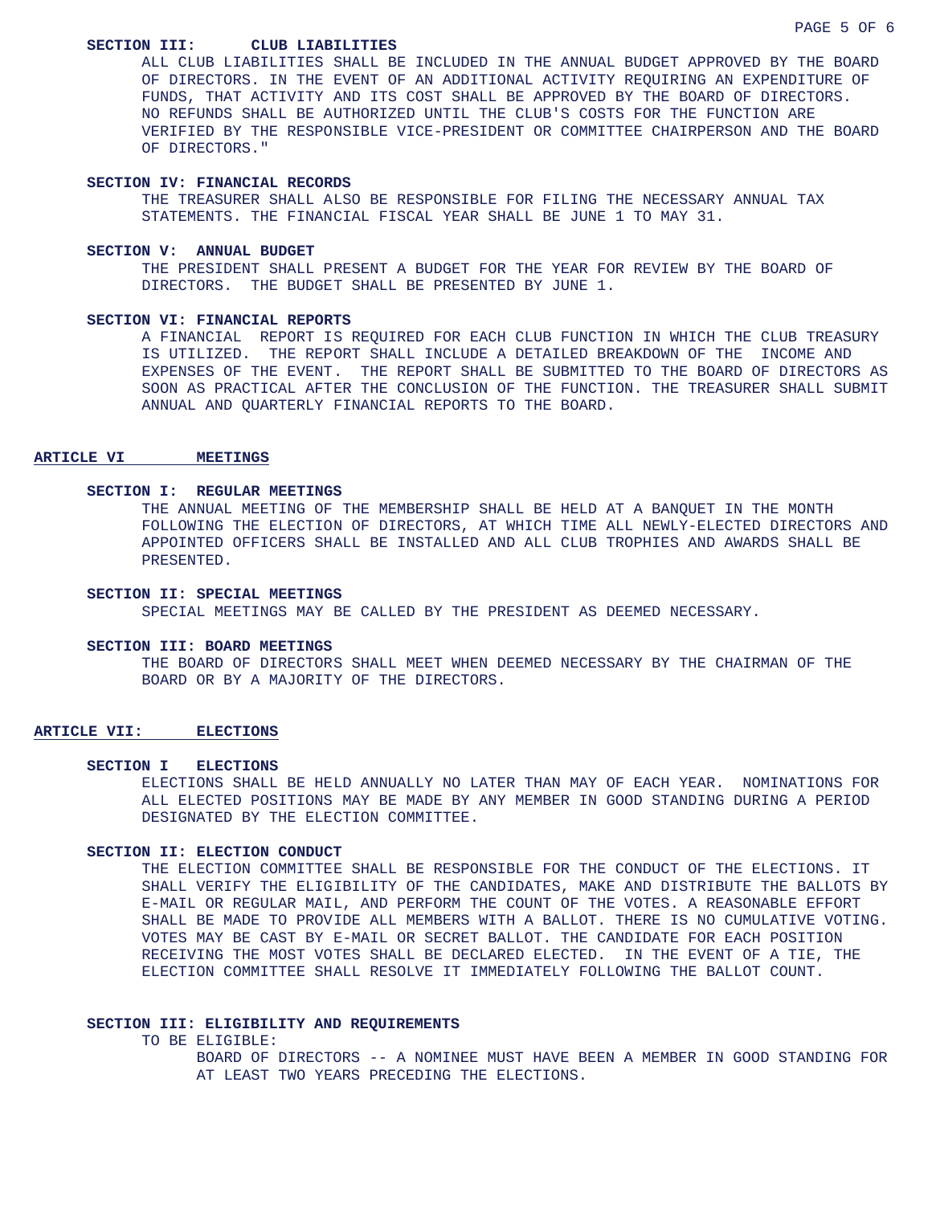### SECTION III: CLUB LIABILITIES

ALL CLUB LIABILITIES SHALL BE INCLUDED IN THE ANNUAL BUDGET APPROVED BY THE BOARD OF DIRECTORS. IN THE EVENT OF AN ADDITIONAL ACTIVITY REQUIRING AN EXPENDITURE OF FUNDS, THAT ACTIVITY AND ITS COST SHALL BE APPROVED BY THE BOARD OF DIRECTORS. NO REFUNDS SHALL BE AUTHORIZED UNTIL THE CLUB'S COSTS FOR THE FUNCTION ARE VERIFIED BY THE RESPONSIBLE VICE-PRESIDENT OR COMMITTEE CHAIRPERSON AND THE BOARD OF DIRECTORS."

### SECTION IV: FINANCIAL RECORDS

THE TREASURER SHALL ALSO BE RESPONSIBLE FOR FILING THE NECESSARY ANNUAL TAX STATEMENTS. THE FINANCIAL FISCAL YEAR SHALL BE JUNE 1 TO MAY 31.

### SECTION V: ANNUAL BUDGET

THE PRESIDENT SHALL PRESENT A BUDGET FOR THE YEAR FOR REVIEW BY THE BOARD OF DIRECTORS. THE BUDGET SHALL BE PRESENTED BY JUNE 1.

### SECTION VI: FINANCIAL REPORTS

A FINANCIAL REPORT IS REQUIRED FOR EACH CLUB FUNCTION IN WHICH THE CLUB TREASURY IS UTILIZED. THE REPORT SHALL INCLUDE A DETAILED BREAKDOWN OF THE INCOME AND EXPENSES OF THE EVENT. THE REPORT SHALL BE SUBMITTED TO THE BOARD OF DIRECTORS AS SOON AS PRACTICAL AFTER THE CONCLUSION OF THE FUNCTION. THE TREASURER SHALL SUBMIT ANNUAL AND QUARTERLY FINANCIAL REPORTS TO THE BOARD.

## ARTICLE VI MEETINGS

### SECTION I: REGULAR MEETINGS

THE ANNUAL MEETING OF THE MEMBERSHIP SHALL BE HELD AT A BANQUET IN THE MONTH FOLLOWING THE ELECTION OF DIRECTORS, AT WHICH TIME ALL NEWLY-ELECTED DIRECTORS AND APPOINTED OFFICERS SHALL BE INSTALLED AND ALL CLUB TROPHIES AND AWARDS SHALL BE PRESENTED.

### SECTION II: SPECIAL MEETINGS

SPECIAL MEETINGS MAY BE CALLED BY THE PRESIDENT AS DEEMED NECESSARY.

### SECTION III: BOARD MEETINGS

THE BOARD OF DIRECTORS SHALL MEET WHEN DEEMED NECESSARY BY THE CHAIRMAN OF THE BOARD OR BY A MAJORITY OF THE DIRECTORS.

## ARTICLE VII: ELECTIONS

### SECTION I ELECTIONS

ELECTIONS SHALL BE HELD ANNUALLY NO LATER THAN MAY OF EACH YEAR. NOMINATIONS FOR ALL ELECTED POSITIONS MAY BE MADE BY ANY MEMBER IN GOOD STANDING DURING A PERIOD DESIGNATED BY THE ELECTION COMMITTEE.

### SECTION II: ELECTION CONDUCT

THE ELECTION COMMITTEE SHALL BE RESPONSIBLE FOR THE CONDUCT OF THE ELECTIONS. IT SHALL VERIFY THE ELIGIBILITY OF THE CANDIDATES, MAKE AND DISTRIBUTE THE BALLOTS BY E-MAIL OR REGULAR MAIL, AND PERFORM THE COUNT OF THE VOTES. A REASONABLE EFFORT SHALL BE MADE TO PROVIDE ALL MEMBERS WITH A BALLOT. THERE IS NO CUMULATIVE VOTING. VOTES MAY BE CAST BY E-MAIL OR SECRET BALLOT. THE CANDIDATE FOR EACH POSITION RECEIVING THE MOST VOTES SHALL BE DECLARED ELECTED. IN THE EVENT OF A TIE, THE ELECTION COMMITTEE SHALL RESOLVE IT IMMEDIATELY FOLLOWING THE BALLOT COUNT.

### SECTION III: ELIGIBILITY AND REQUIREMENTS

TO BE ELIGIBLE:

BOARD OF DIRECTORS -- A NOMINEE MUST HAVE BEEN A MEMBER IN GOOD STANDING FOR AT LEAST TWO YEARS PRECEDING THE ELECTIONS.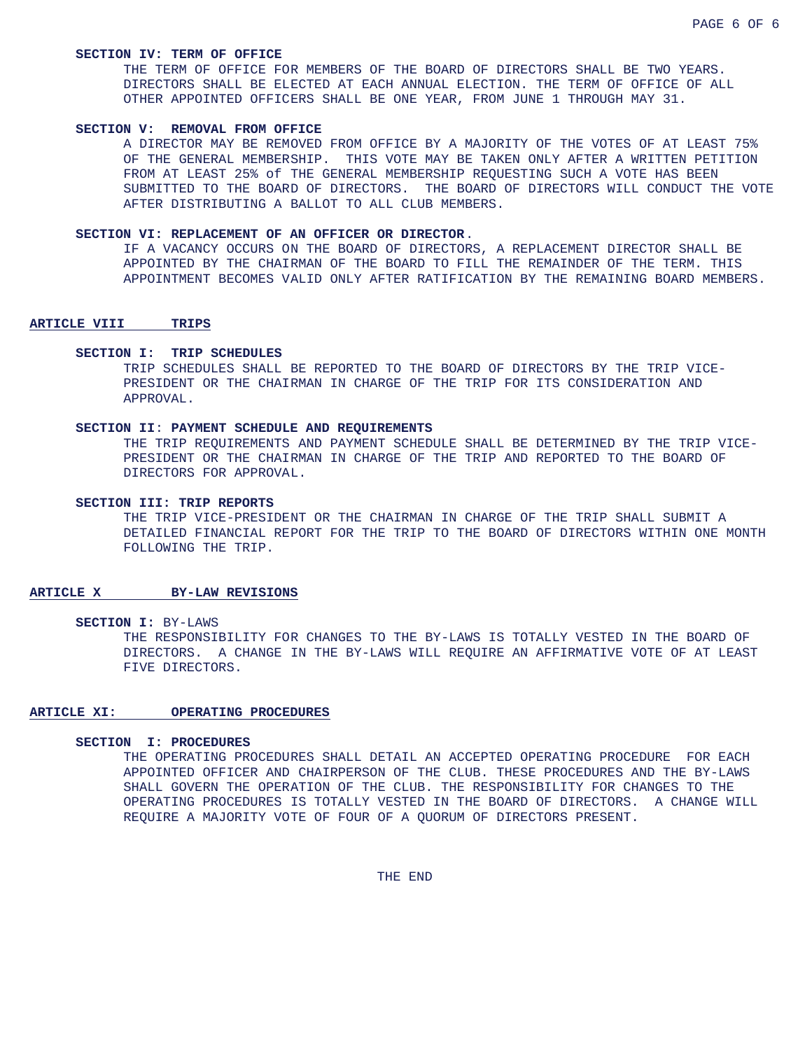### SECTION IV: TERM OF OFFICE

THE TERM OF OFFICE FOR MEMBERS OF THE BOARD OF DIRECTORS SHALL BE TWO YEARS. DIRECTORS SHALL BE ELECTED AT EACH ANNUAL ELECTION. THE TERM OF OFFICE OF ALL OTHER APPOINTED OFFICERS SHALL BE ONE YEAR, FROM JUNE 1 THROUGH MAY 31.

### SECTION V: REMOVAL FROM OFFICE

A DIRECTOR MAY BE REMOVED FROM OFFICE BY A MAJORITY OF THE VOTES OF AT LEAST 75% OF THE GENERAL MEMBERSHIP. THIS VOTE MAY BE TAKEN ONLY AFTER A WRITTEN PETITION FROM AT LEAST 25% of THE GENERAL MEMBERSHIP REQUESTING SUCH A VOTE HAS BEEN SUBMITTED TO THE BOARD OF DIRECTORS. THE BOARD OF DIRECTORS WILL CONDUCT THE VOTE AFTER DISTRIBUTING A BALLOT TO ALL CLUB MEMBERS.

### SECTION VI: REPLACEMENT OF AN OFFICER OR DIRECTOR.

IF A VACANCY OCCURS ON THE BOARD OF DIRECTORS, A REPLACEMENT DIRECTOR SHALL BE APPOINTED BY THE CHAIRMAN OF THE BOARD TO FILL THE REMAINDER OF THE TERM. THIS APPOINTMENT BECOMES VALID ONLY AFTER RATIFICATION BY THE REMAINING BOARD MEMBERS.

## ARTICLE VIII TRIPS

### SECTION I: TRIP SCHEDULES

TRIP SCHEDULES SHALL BE REPORTED TO THE BOARD OF DIRECTORS BY THE TRIP VICE-PRESIDENT OR THE CHAIRMAN IN CHARGE OF THE TRIP FOR ITS CONSIDERATION AND APPROVAL.

### SECTION II: PAYMENT SCHEDULE AND REQUIREMENTS

THE TRIP REQUIREMENTS AND PAYMENT SCHEDULE SHALL BE DETERMINED BY THE TRIP VICE-PRESIDENT OR THE CHAIRMAN IN CHARGE OF THE TRIP AND REPORTED TO THE BOARD OF DIRECTORS FOR APPROVAL.

### SECTION III: TRIP REPORTS

THE TRIP VICE-PRESIDENT OR THE CHAIRMAN IN CHARGE OF THE TRIP SHALL SUBMIT A DETAILED FINANCIAL REPORT FOR THE TRIP TO THE BOARD OF DIRECTORS WITHIN ONE MONTH FOLLOWING THE TRIP.

## ARTICLE X BY-LAW REVISIONS

### SECTION I: BY-LAWS

THE RESPONSIBILITY FOR CHANGES TO THE BY-LAWS IS TOTALLY VESTED IN THE BOARD OF DIRECTORS. A CHANGE IN THE BY-LAWS WILL REQUIRE AN AFFIRMATIVE VOTE OF AT LEAST FIVE DIRECTORS.

## ARTICLE XI: OPERATING PROCEDURES

### SECTION I: PROCEDURES

THE OPERATING PROCEDURES SHALL DETAIL AN ACCEPTED OPERATING PROCEDURE FOR EACH APPOINTED OFFICER AND CHAIRPERSON OF THE CLUB. THESE PROCEDURES AND THE BY-LAWS SHALL GOVERN THE OPERATION OF THE CLUB. THE RESPONSIBILITY FOR CHANGES TO THE OPERATING PROCEDURES IS TOTALLY VESTED IN THE BOARD OF DIRECTORS. A CHANGE WILL REQUIRE A MAJORITY VOTE OF FOUR OF A QUORUM OF DIRECTORS PRESENT.

THE END